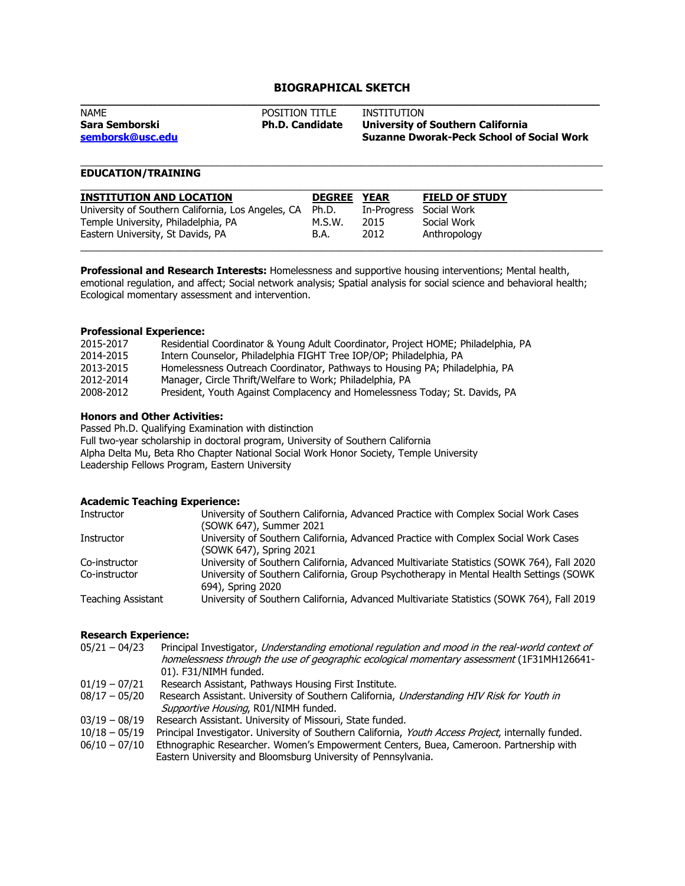# BIOGRAPHICAL SKETCH

| NAME | POSITION TITLE | INSTITUTION |
|---|---|---|
| **Sara Semborski** | **Ph.D. Candidate** | **University of Southern California** |
| **semborsk@usc.edu** | | **Suzanne Dworak-Peck School of Social Work** |

## EDUCATION/TRAINING

| INSTITUTION AND LOCATION | DEGREE | YEAR | FIELD OF STUDY |
|---|---|---|---|
| University of Southern California, Los Angeles, CA | Ph.D. | In-Progress | Social Work |
| Temple University, Philadelphia, PA | M.S.W. | 2015 | Social Work |
| Eastern University, St Davids, PA | B.A. | 2012 | Anthropology |

**Professional and Research Interests:** Homelessness and supportive housing interventions; Mental health, emotional regulation, and affect; Social network analysis; Spatial analysis for social science and behavioral health; Ecological momentary assessment and intervention.

**Professional Experience:**

| | |
|---|---|
| 2015-2017 | Residential Coordinator & Young Adult Coordinator, Project HOME; Philadelphia, PA |
| 2014-2015 | Intern Counselor, Philadelphia FIGHT Tree IOP/OP; Philadelphia, PA |
| 2013-2015 | Homelessness Outreach Coordinator, Pathways to Housing PA; Philadelphia, PA |
| 2012-2014 | Manager, Circle Thrift/Welfare to Work; Philadelphia, PA |
| 2008-2012 | President, Youth Against Complacency and Homelessness Today; St. Davids, PA |

**Honors and Other Activities:**

Passed Ph.D. Qualifying Examination with distinction
Full two-year scholarship in doctoral program, University of Southern California
Alpha Delta Mu, Beta Rho Chapter National Social Work Honor Society, Temple University
Leadership Fellows Program, Eastern University

**Academic Teaching Experience:**

| | |
|---|---|
| Instructor | University of Southern California, Advanced Practice with Complex Social Work Cases (SOWK 647), Summer 2021 |
| Instructor | University of Southern California, Advanced Practice with Complex Social Work Cases (SOWK 647), Spring 2021 |
| Co-instructor | University of Southern California, Advanced Multivariate Statistics (SOWK 764), Fall 2020 |
| Co-instructor | University of Southern California, Group Psychotherapy in Mental Health Settings (SOWK 694), Spring 2020 |
| Teaching Assistant | University of Southern California, Advanced Multivariate Statistics (SOWK 764), Fall 2019 |

**Research Experience:**

| | |
|---|---|
| 05/21 – 04/23 | Principal Investigator, *Understanding emotional regulation and mood in the real-world context of homelessness through the use of geographic ecological momentary assessment* (1F31MH126641-01). F31/NIMH funded. |
| 01/19 – 07/21 | Research Assistant, Pathways Housing First Institute. |
| 08/17 – 05/20 | Research Assistant. University of Southern California, *Understanding HIV Risk for Youth in Supportive Housing*, R01/NIMH funded. |
| 03/19 – 08/19 | Research Assistant. University of Missouri, State funded. |
| 10/18 – 05/19 | Principal Investigator. University of Southern California, *Youth Access Project*, internally funded. |
| 06/10 – 07/10 | Ethnographic Researcher. Women's Empowerment Centers, Buea, Cameroon. Partnership with Eastern University and Bloomsburg University of Pennsylvania. |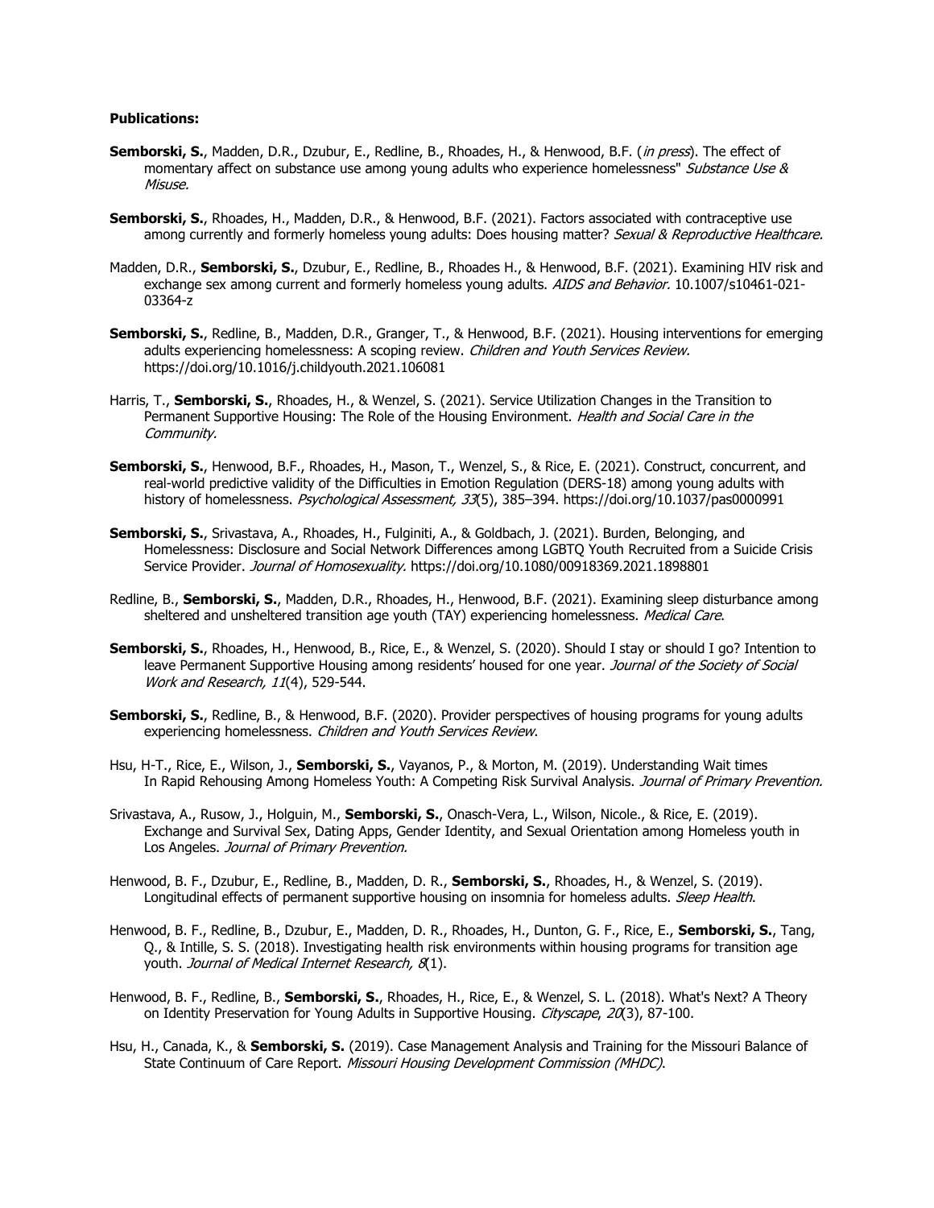**Publications:**

**Semborski, S.**, Madden, D.R., Dzubur, E., Redline, B., Rhoades, H., & Henwood, B.F. (*in press*). The effect of momentary affect on substance use among young adults who experience homelessness" *Substance Use & Misuse.*

**Semborski, S.**, Rhoades, H., Madden, D.R., & Henwood, B.F. (2021). Factors associated with contraceptive use among currently and formerly homeless young adults: Does housing matter? *Sexual & Reproductive Healthcare.*

Madden, D.R., **Semborski, S.**, Dzubur, E., Redline, B., Rhoades H., & Henwood, B.F. (2021). Examining HIV risk and exchange sex among current and formerly homeless young adults. *AIDS and Behavior.* 10.1007/s10461-021-03364-z

**Semborski, S.**, Redline, B., Madden, D.R., Granger, T., & Henwood, B.F. (2021). Housing interventions for emerging adults experiencing homelessness: A scoping review. *Children and Youth Services Review.* https://doi.org/10.1016/j.childyouth.2021.106081

Harris, T., **Semborski, S.**, Rhoades, H., & Wenzel, S. (2021). Service Utilization Changes in the Transition to Permanent Supportive Housing: The Role of the Housing Environment. *Health and Social Care in the Community.*

**Semborski, S.**, Henwood, B.F., Rhoades, H., Mason, T., Wenzel, S., & Rice, E. (2021). Construct, concurrent, and real-world predictive validity of the Difficulties in Emotion Regulation (DERS-18) among young adults with history of homelessness. *Psychological Assessment, 33*(5), 385–394. https://doi.org/10.1037/pas0000991

**Semborski, S.**, Srivastava, A., Rhoades, H., Fulginiti, A., & Goldbach, J. (2021). Burden, Belonging, and Homelessness: Disclosure and Social Network Differences among LGBTQ Youth Recruited from a Suicide Crisis Service Provider. *Journal of Homosexuality.* https://doi.org/10.1080/00918369.2021.1898801

Redline, B., **Semborski, S.**, Madden, D.R., Rhoades, H., Henwood, B.F. (2021). Examining sleep disturbance among sheltered and unsheltered transition age youth (TAY) experiencing homelessness. *Medical Care*.

**Semborski, S.**, Rhoades, H., Henwood, B., Rice, E., & Wenzel, S. (2020). Should I stay or should I go? Intention to leave Permanent Supportive Housing among residents' housed for one year. *Journal of the Society of Social Work and Research, 11*(4), 529-544.

**Semborski, S.**, Redline, B., & Henwood, B.F. (2020). Provider perspectives of housing programs for young adults experiencing homelessness. *Children and Youth Services Review*.

Hsu, H-T., Rice, E., Wilson, J., **Semborski, S.**, Vayanos, P., & Morton, M. (2019). Understanding Wait times In Rapid Rehousing Among Homeless Youth: A Competing Risk Survival Analysis. *Journal of Primary Prevention.*

Srivastava, A., Rusow, J., Holguin, M., **Semborski, S.**, Onasch-Vera, L., Wilson, Nicole., & Rice, E. (2019). Exchange and Survival Sex, Dating Apps, Gender Identity, and Sexual Orientation among Homeless youth in Los Angeles. *Journal of Primary Prevention.*

Henwood, B. F., Dzubur, E., Redline, B., Madden, D. R., **Semborski, S.**, Rhoades, H., & Wenzel, S. (2019). Longitudinal effects of permanent supportive housing on insomnia for homeless adults. *Sleep Health*.

Henwood, B. F., Redline, B., Dzubur, E., Madden, D. R., Rhoades, H., Dunton, G. F., Rice, E., **Semborski, S.**, Tang, Q., & Intille, S. S. (2018). Investigating health risk environments within housing programs for transition age youth. *Journal of Medical Internet Research, 8*(1).

Henwood, B. F., Redline, B., **Semborski, S.**, Rhoades, H., Rice, E., & Wenzel, S. L. (2018). What's Next? A Theory on Identity Preservation for Young Adults in Supportive Housing. *Cityscape*, *20*(3), 87-100.

Hsu, H., Canada, K., & **Semborski, S.** (2019). Case Management Analysis and Training for the Missouri Balance of State Continuum of Care Report. *Missouri Housing Development Commission (MHDC).*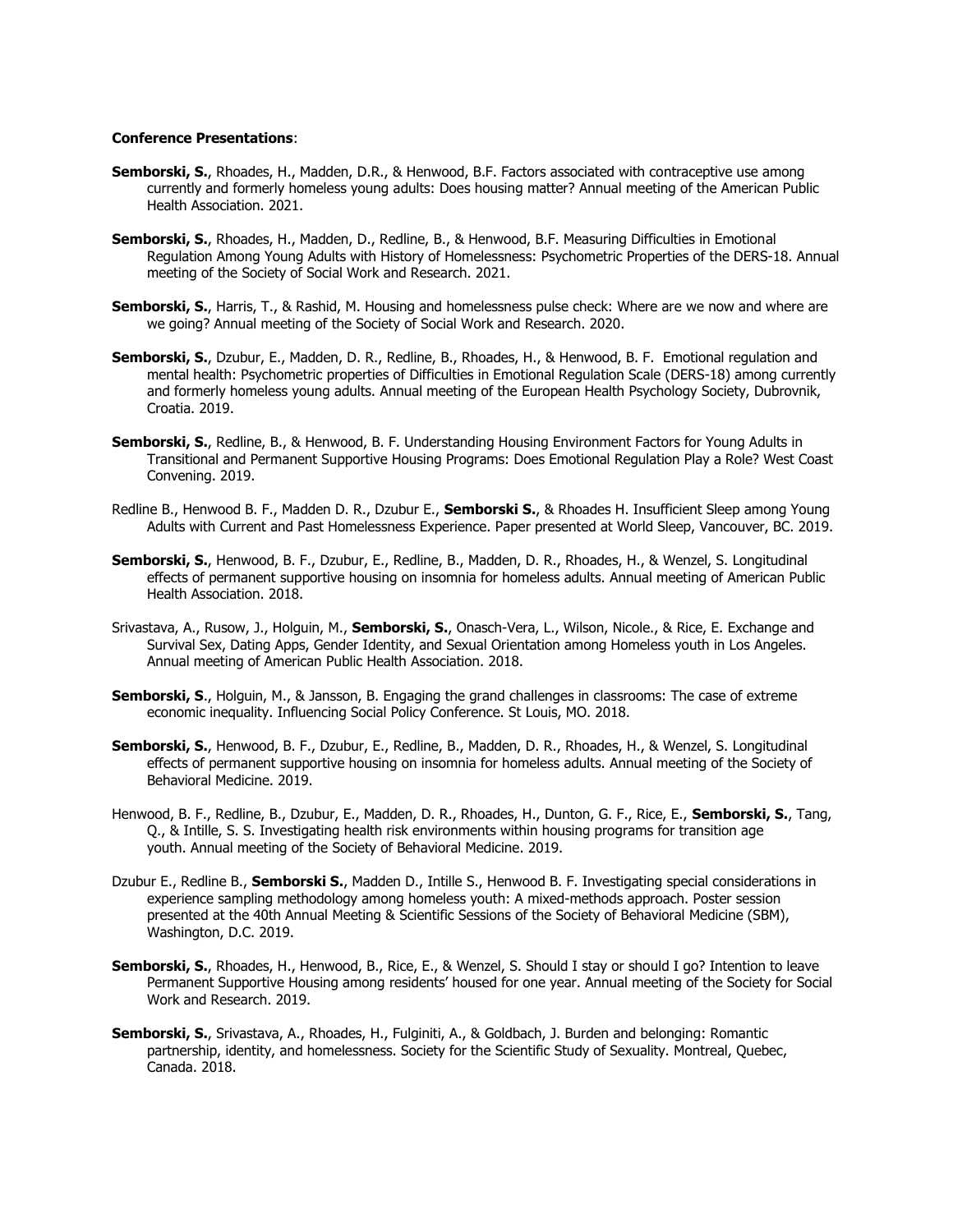**Conference Presentations**:

**Semborski, S.**, Rhoades, H., Madden, D.R., & Henwood, B.F. Factors associated with contraceptive use among currently and formerly homeless young adults: Does housing matter? Annual meeting of the American Public Health Association. 2021.

**Semborski, S.**, Rhoades, H., Madden, D., Redline, B., & Henwood, B.F. Measuring Difficulties in Emotional Regulation Among Young Adults with History of Homelessness: Psychometric Properties of the DERS-18. Annual meeting of the Society of Social Work and Research. 2021.

**Semborski, S.**, Harris, T., & Rashid, M. Housing and homelessness pulse check: Where are we now and where are we going? Annual meeting of the Society of Social Work and Research. 2020.

**Semborski, S.**, Dzubur, E., Madden, D. R., Redline, B., Rhoades, H., & Henwood, B. F. Emotional regulation and mental health: Psychometric properties of Difficulties in Emotional Regulation Scale (DERS-18) among currently and formerly homeless young adults. Annual meeting of the European Health Psychology Society, Dubrovnik, Croatia. 2019.

**Semborski, S.**, Redline, B., & Henwood, B. F. Understanding Housing Environment Factors for Young Adults in Transitional and Permanent Supportive Housing Programs: Does Emotional Regulation Play a Role? West Coast Convening. 2019.

Redline B., Henwood B. F., Madden D. R., Dzubur E., **Semborski S.**, & Rhoades H. Insufficient Sleep among Young Adults with Current and Past Homelessness Experience. Paper presented at World Sleep, Vancouver, BC. 2019.

**Semborski, S.**, Henwood, B. F., Dzubur, E., Redline, B., Madden, D. R., Rhoades, H., & Wenzel, S. Longitudinal effects of permanent supportive housing on insomnia for homeless adults. Annual meeting of American Public Health Association. 2018.

Srivastava, A., Rusow, J., Holguin, M., **Semborski, S.**, Onasch-Vera, L., Wilson, Nicole., & Rice, E. Exchange and Survival Sex, Dating Apps, Gender Identity, and Sexual Orientation among Homeless youth in Los Angeles. Annual meeting of American Public Health Association. 2018.

**Semborski, S**., Holguin, M., & Jansson, B. Engaging the grand challenges in classrooms: The case of extreme economic inequality. Influencing Social Policy Conference. St Louis, MO. 2018.

**Semborski, S.**, Henwood, B. F., Dzubur, E., Redline, B., Madden, D. R., Rhoades, H., & Wenzel, S. Longitudinal effects of permanent supportive housing on insomnia for homeless adults. Annual meeting of the Society of Behavioral Medicine. 2019.

Henwood, B. F., Redline, B., Dzubur, E., Madden, D. R., Rhoades, H., Dunton, G. F., Rice, E., **Semborski, S.**, Tang, Q., & Intille, S. S. Investigating health risk environments within housing programs for transition age youth. Annual meeting of the Society of Behavioral Medicine. 2019.

Dzubur E., Redline B., **Semborski S.**, Madden D., Intille S., Henwood B. F. Investigating special considerations in experience sampling methodology among homeless youth: A mixed-methods approach. Poster session presented at the 40th Annual Meeting & Scientific Sessions of the Society of Behavioral Medicine (SBM), Washington, D.C. 2019.

**Semborski, S.**, Rhoades, H., Henwood, B., Rice, E., & Wenzel, S. Should I stay or should I go? Intention to leave Permanent Supportive Housing among residents' housed for one year. Annual meeting of the Society for Social Work and Research. 2019.

**Semborski, S.**, Srivastava, A., Rhoades, H., Fulginiti, A., & Goldbach, J. Burden and belonging: Romantic partnership, identity, and homelessness. Society for the Scientific Study of Sexuality. Montreal, Quebec, Canada. 2018.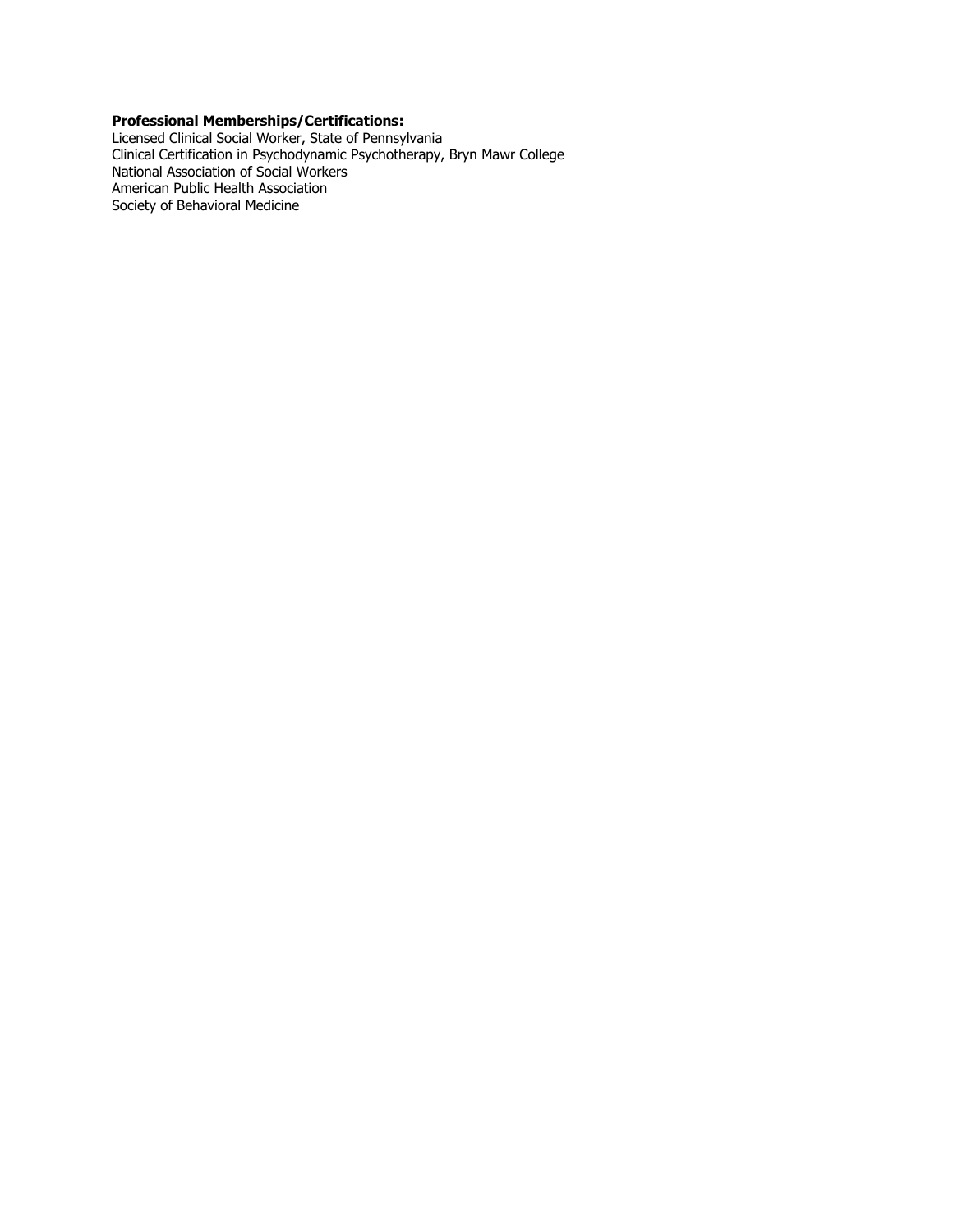**Professional Memberships/Certifications:**

Licensed Clinical Social Worker, State of Pennsylvania
Clinical Certification in Psychodynamic Psychotherapy, Bryn Mawr College
National Association of Social Workers
American Public Health Association
Society of Behavioral Medicine